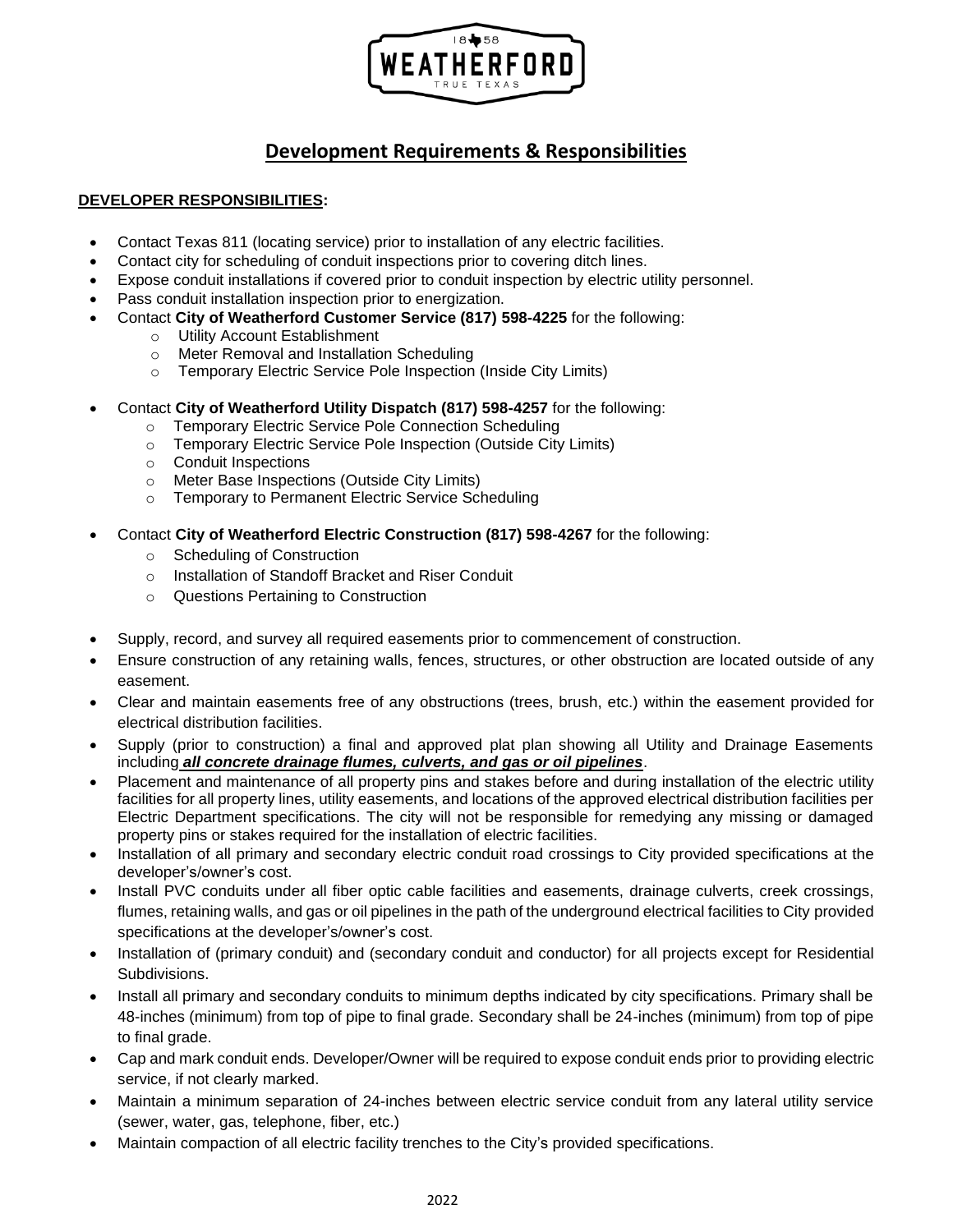# Development Requirements & Responsibilities

**DEVELOPER RESPONSIBILITIES:**

- Contact Texas 811 (locating service) prior to installation of any electric facilities.
- Contact city for scheduling of conduit inspections prior to covering ditch lines.
- Expose conduit installations if covered prior to conduit inspection by electric utility personnel.
- Pass conduit installation inspection prior to energization.
- Contact **City of Weatherford Customer Service (817) 598-4225** for the following:
  - Utility Account Establishment
  - Meter Removal and Installation Scheduling
  - Temporary Electric Service Pole Inspection (Inside City Limits)
- Contact **City of Weatherford Utility Dispatch (817) 598-4257** for the following:
  - Temporary Electric Service Pole Connection Scheduling
  - Temporary Electric Service Pole Inspection (Outside City Limits)
  - Conduit Inspections
  - Meter Base Inspections (Outside City Limits)
  - Temporary to Permanent Electric Service Scheduling
- Contact **City of Weatherford Electric Construction (817) 598-4267** for the following:
  - Scheduling of Construction
  - Installation of Standoff Bracket and Riser Conduit
  - Questions Pertaining to Construction
- Supply, record, and survey all required easements prior to commencement of construction.
- Ensure construction of any retaining walls, fences, structures, or other obstruction are located outside of any easement.
- Clear and maintain easements free of any obstructions (trees, brush, etc.) within the easement provided for electrical distribution facilities.
- Supply (prior to construction) a final and approved plat plan showing all Utility and Drainage Easements including ***all concrete drainage flumes, culverts, and gas or oil pipelines***.
- Placement and maintenance of all property pins and stakes before and during installation of the electric utility facilities for all property lines, utility easements, and locations of the approved electrical distribution facilities per Electric Department specifications. The city will not be responsible for remedying any missing or damaged property pins or stakes required for the installation of electric facilities.
- Installation of all primary and secondary electric conduit road crossings to City provided specifications at the developer's/owner's cost.
- Install PVC conduits under all fiber optic cable facilities and easements, drainage culverts, creek crossings, flumes, retaining walls, and gas or oil pipelines in the path of the underground electrical facilities to City provided specifications at the developer's/owner's cost.
- Installation of (primary conduit) and (secondary conduit and conductor) for all projects except for Residential Subdivisions.
- Install all primary and secondary conduits to minimum depths indicated by city specifications. Primary shall be 48-inches (minimum) from top of pipe to final grade. Secondary shall be 24-inches (minimum) from top of pipe to final grade.
- Cap and mark conduit ends. Developer/Owner will be required to expose conduit ends prior to providing electric service, if not clearly marked.
- Maintain a minimum separation of 24-inches between electric service conduit from any lateral utility service (sewer, water, gas, telephone, fiber, etc.)
- Maintain compaction of all electric facility trenches to the City's provided specifications.

2022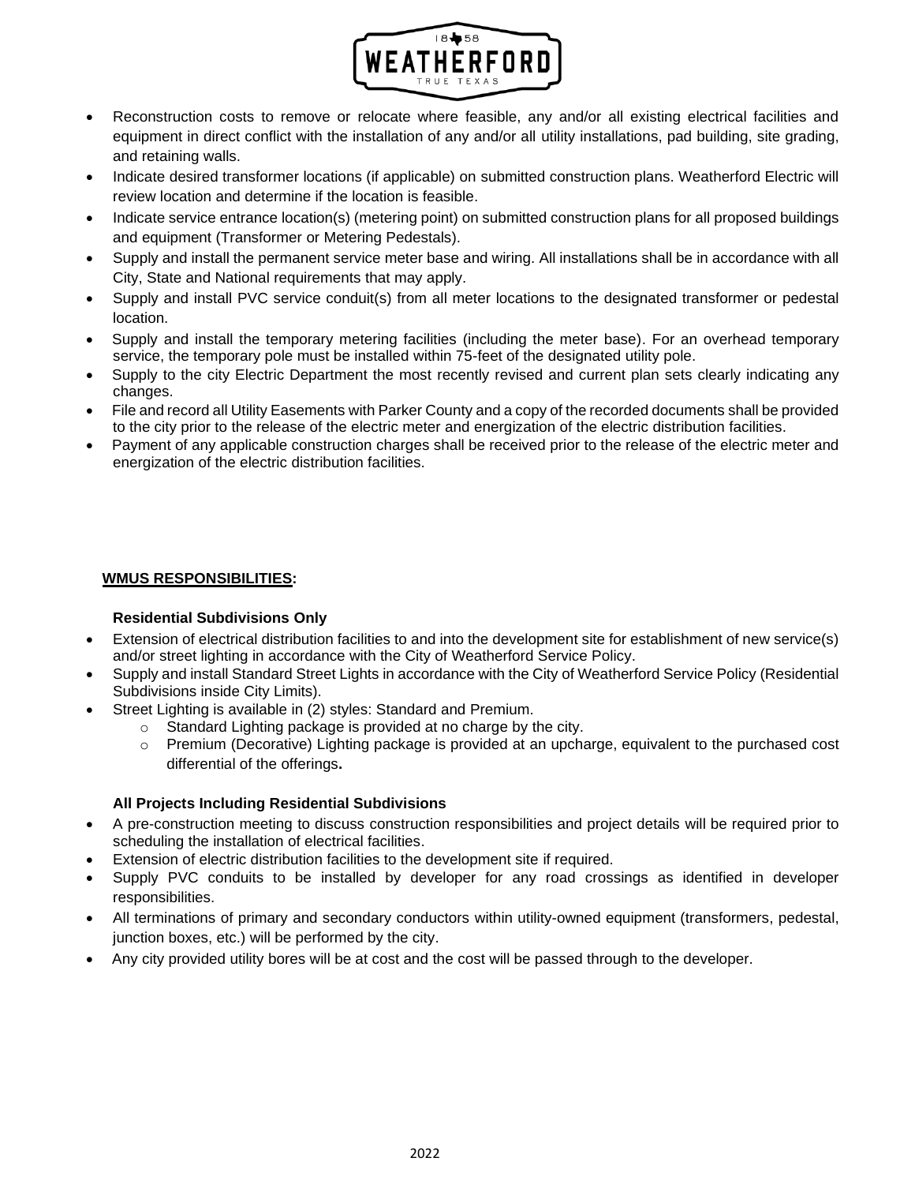- Reconstruction costs to remove or relocate where feasible, any and/or all existing electrical facilities and equipment in direct conflict with the installation of any and/or all utility installations, pad building, site grading, and retaining walls.
- Indicate desired transformer locations (if applicable) on submitted construction plans. Weatherford Electric will review location and determine if the location is feasible.
- Indicate service entrance location(s) (metering point) on submitted construction plans for all proposed buildings and equipment (Transformer or Metering Pedestals).
- Supply and install the permanent service meter base and wiring. All installations shall be in accordance with all City, State and National requirements that may apply.
- Supply and install PVC service conduit(s) from all meter locations to the designated transformer or pedestal location.
- Supply and install the temporary metering facilities (including the meter base). For an overhead temporary service, the temporary pole must be installed within 75-feet of the designated utility pole.
- Supply to the city Electric Department the most recently revised and current plan sets clearly indicating any changes.
- File and record all Utility Easements with Parker County and a copy of the recorded documents shall be provided to the city prior to the release of the electric meter and energization of the electric distribution facilities.
- Payment of any applicable construction charges shall be received prior to the release of the electric meter and energization of the electric distribution facilities.

## **WMUS RESPONSIBILITIES:**

### Residential Subdivisions Only

- Extension of electrical distribution facilities to and into the development site for establishment of new service(s) and/or street lighting in accordance with the City of Weatherford Service Policy.
- Supply and install Standard Street Lights in accordance with the City of Weatherford Service Policy (Residential Subdivisions inside City Limits).
- Street Lighting is available in (2) styles: Standard and Premium.
  - Standard Lighting package is provided at no charge by the city.
  - Premium (Decorative) Lighting package is provided at an upcharge, equivalent to the purchased cost differential of the offerings**.**

### All Projects Including Residential Subdivisions

- A pre-construction meeting to discuss construction responsibilities and project details will be required prior to scheduling the installation of electrical facilities.
- Extension of electric distribution facilities to the development site if required.
- Supply PVC conduits to be installed by developer for any road crossings as identified in developer responsibilities.
- All terminations of primary and secondary conductors within utility-owned equipment (transformers, pedestal, junction boxes, etc.) will be performed by the city.
- Any city provided utility bores will be at cost and the cost will be passed through to the developer.